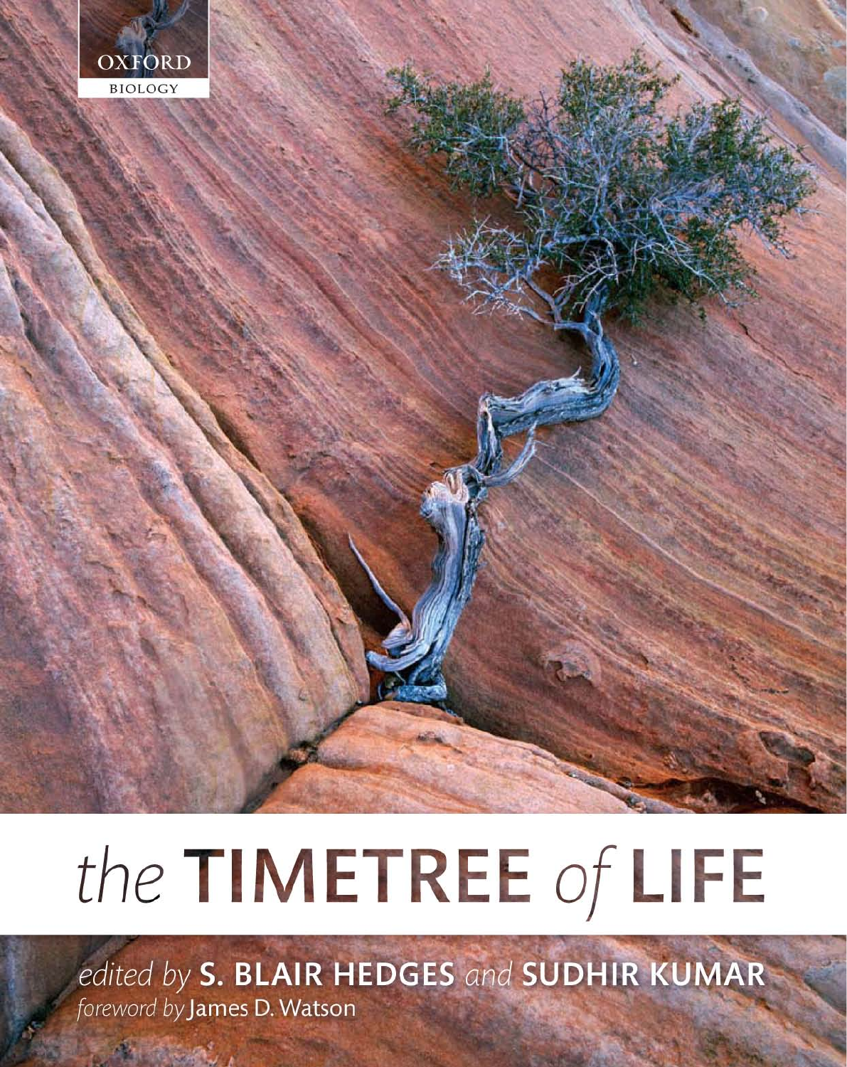OXFORD BIOLOGY

# the TIMETREE of LIFE

*edited by* **S. BLAIR HEDGES** *and* **SUDHIR KUMAR**

*foreword by* James D. Watson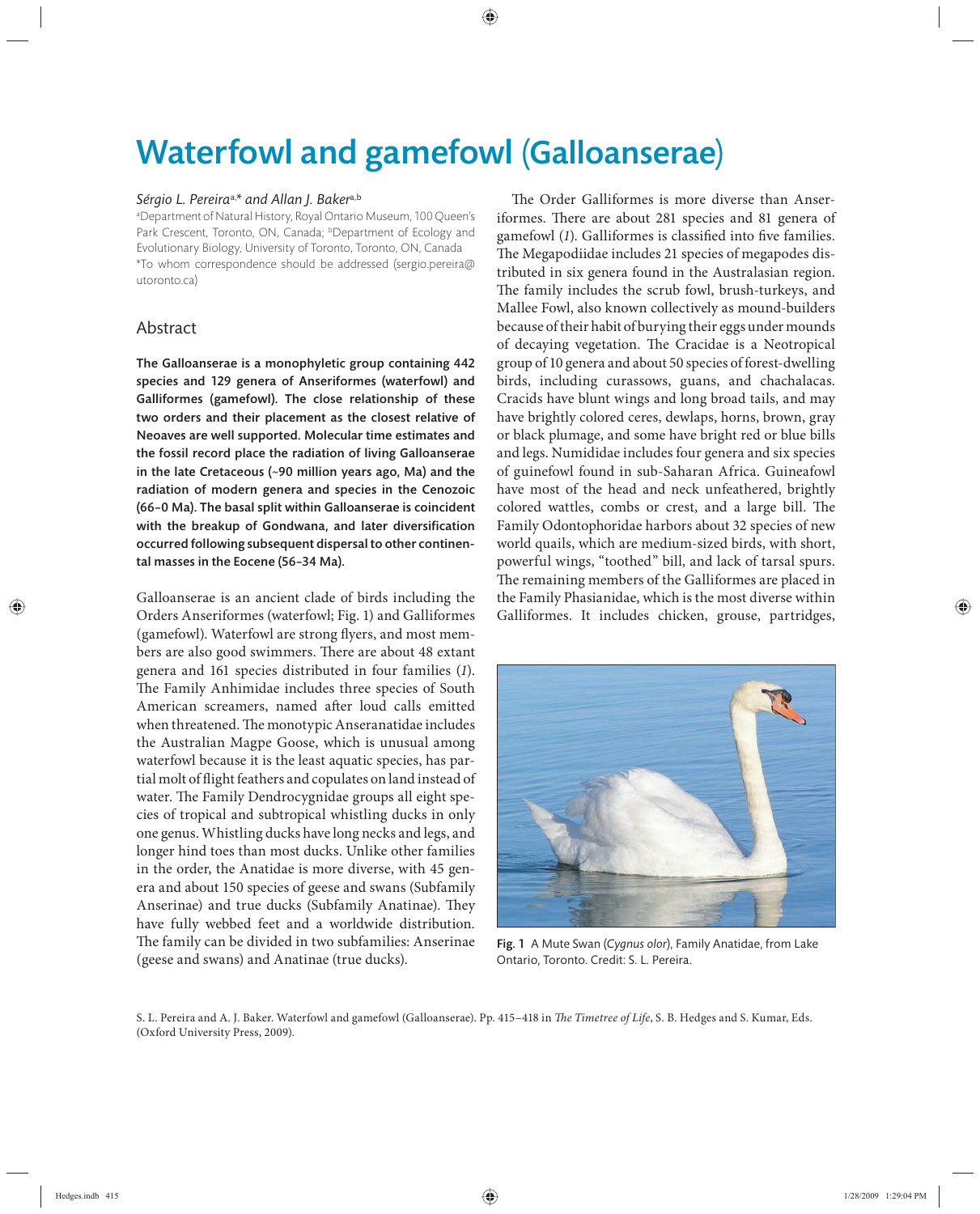# Waterfowl and gamefowl (Galloanserae)

*Sérgio L. Pereira*[a,*] *and Allan J. Baker*[a,b]

[a]Department of Natural History, Royal Ontario Museum, 100 Queen's Park Crescent, Toronto, ON, Canada; [b]Department of Ecology and Evolutionary Biology, University of Toronto, Toronto, ON, Canada

*To whom correspondence should be addressed (sergio.pereira@utoronto.ca)

## Abstract

**The Galloanserae is a monophyletic group containing 442 species and 129 genera of Anseriformes (waterfowl) and Galliformes (gamefowl). The close relationship of these two orders and their placement as the closest relative of Neoaves are well supported. Molecular time estimates and the fossil record place the radiation of living Galloanserae in the late Cretaceous (~90 million years ago, Ma) and the radiation of modern genera and species in the Cenozoic (66–0 Ma). The basal split within Galloanserae is coincident with the breakup of Gondwana, and later diversification occurred following subsequent dispersal to other continental masses in the Eocene (56–34 Ma).**

Galloanserae is an ancient clade of birds including the Orders Anseriformes (waterfowl; Fig. 1) and Galliformes (gamefowl). Waterfowl are strong flyers, and most members are also good swimmers. There are about 48 extant genera and 161 species distributed in four families (*1*). The Family Anhimidae includes three species of South American screamers, named after loud calls emitted when threatened. The monotypic Anseranatidae includes the Australian Magpe Goose, which is unusual among waterfowl because it is the least aquatic species, has partial molt of flight feathers and copulates on land instead of water. The Family Dendrocygnidae groups all eight species of tropical and subtropical whistling ducks in only one genus. Whistling ducks have long necks and legs, and longer hind toes than most ducks. Unlike other families in the order, the Anatidae is more diverse, with 45 genera and about 150 species of geese and swans (Subfamily Anserinae) and true ducks (Subfamily Anatinae). They have fully webbed feet and a worldwide distribution. The family can be divided in two subfamilies: Anserinae (geese and swans) and Anatinae (true ducks).

The Order Galliformes is more diverse than Anseriformes. There are about 281 species and 81 genera of gamefowl (*1*). Galliformes is classified into five families. The Megapodiidae includes 21 species of megapodes distributed in six genera found in the Australasian region. The family includes the scrub fowl, brush-turkeys, and Mallee Fowl, also known collectively as mound-builders because of their habit of burying their eggs under mounds of decaying vegetation. The Cracidae is a Neotropical group of 10 genera and about 50 species of forest-dwelling birds, including curassows, guans, and chachalacas. Cracids have blunt wings and long broad tails, and may have brightly colored ceres, dewlaps, horns, brown, gray or black plumage, and some have bright red or blue bills and legs. Numididae includes four genera and six species of guinefowl found in sub-Saharan Africa. Guineafowl have most of the head and neck unfeathered, brightly colored wattles, combs or crest, and a large bill. The Family Odontophoridae harbors about 32 species of new world quails, which are medium-sized birds, with short, powerful wings, "toothed" bill, and lack of tarsal spurs. The remaining members of the Galliformes are placed in the Family Phasianidae, which is the most diverse within Galliformes. It includes chicken, grouse, partridges,

**Fig. 1** A Mute Swan (*Cygnus olor*), Family Anatidae, from Lake Ontario, Toronto. Credit: S. L. Pereira.

S. L. Pereira and A. J. Baker. Waterfowl and gamefowl (Galloanserae). Pp. 415–418 in *The Timetree of Life*, S. B. Hedges and S. Kumar, Eds. (Oxford University Press, 2009).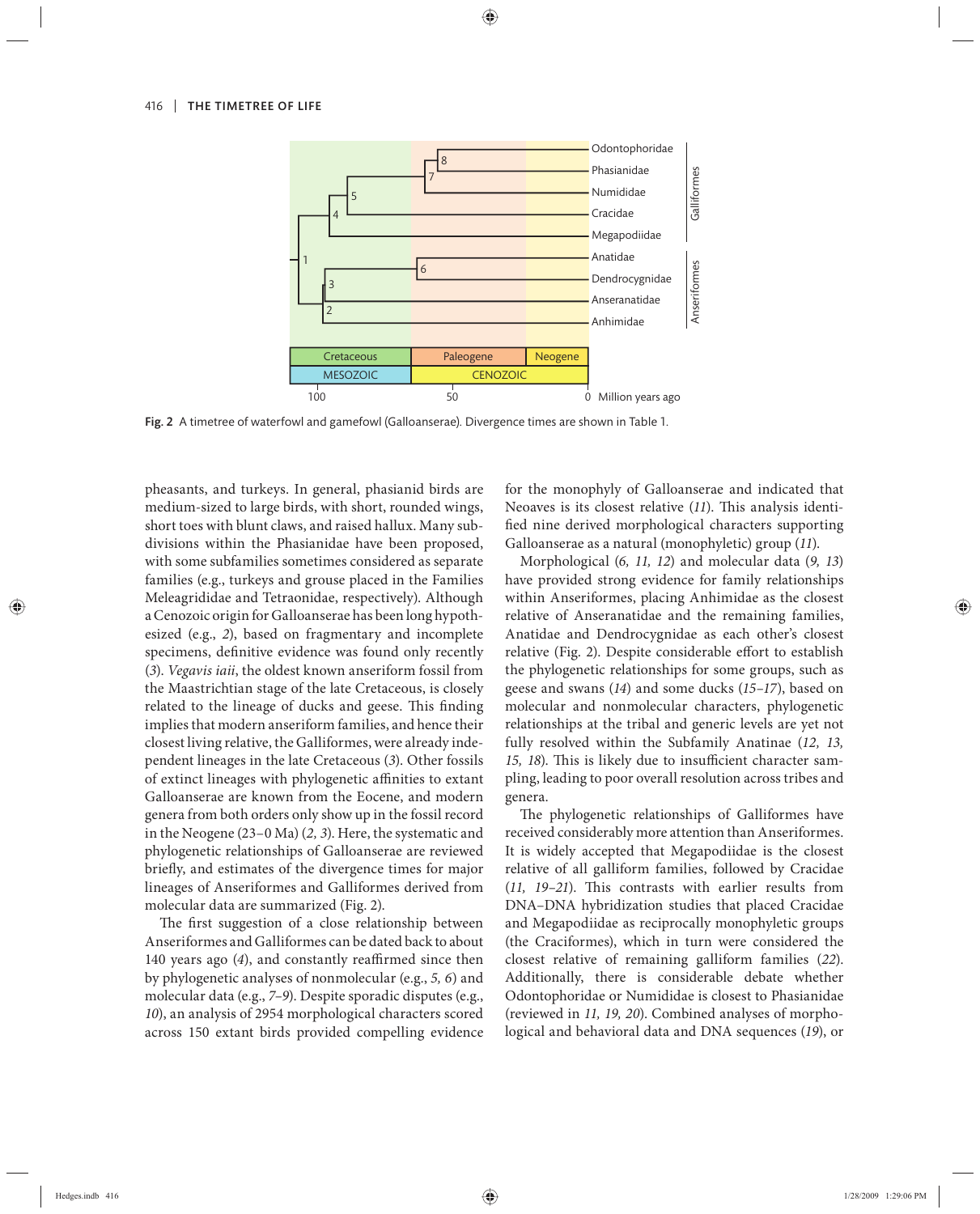Fig. 2 A timetree of waterfowl and gamefowl (Galloanserae). Divergence times are shown in Table 1.

pheasants, and turkeys. In general, phasianid birds are medium-sized to large birds, with short, rounded wings, short toes with blunt claws, and raised hallux. Many subdivisions within the Phasianidae have been proposed, with some subfamilies sometimes considered as separate families (e.g., turkeys and grouse placed in the Families Meleagrididae and Tetraonidae, respectively). Although a Cenozoic origin for Galloanserae has been long hypothesized (e.g., *2*), based on fragmentary and incomplete specimens, definitive evidence was found only recently (*3*). *Vegavis iaii*, the oldest known anseriform fossil from the Maastrichtian stage of the late Cretaceous, is closely related to the lineage of ducks and geese. This finding implies that modern anseriform families, and hence their closest living relative, the Galliformes, were already independent lineages in the late Cretaceous (*3*). Other fossils of extinct lineages with phylogenetic affinities to extant Galloanserae are known from the Eocene, and modern genera from both orders only show up in the fossil record in the Neogene (23–0 Ma) (*2, 3*). Here, the systematic and phylogenetic relationships of Galloanserae are reviewed briefly, and estimates of the divergence times for major lineages of Anseriformes and Galliformes derived from molecular data are summarized (Fig. 2).

The first suggestion of a close relationship between Anseriformes and Galliformes can be dated back to about 140 years ago (*4*), and constantly reaffirmed since then by phylogenetic analyses of nonmolecular (e.g., *5, 6*) and molecular data (e.g., *7–9*). Despite sporadic disputes (e.g., *10*), an analysis of 2954 morphological characters scored across 150 extant birds provided compelling evidence for the monophyly of Galloanserae and indicated that Neoaves is its closest relative (*11*). This analysis identified nine derived morphological characters supporting Galloanserae as a natural (monophyletic) group (*11*).

Morphological (*6, 11, 12*) and molecular data (*9, 13*) have provided strong evidence for family relationships within Anseriformes, placing Anhimidae as the closest relative of Anseranatidae and the remaining families, Anatidae and Dendrocygnidae as each other's closest relative (Fig. 2). Despite considerable effort to establish the phylogenetic relationships for some groups, such as geese and swans (*14*) and some ducks (*15–17*), based on molecular and nonmolecular characters, phylogenetic relationships at the tribal and generic levels are yet not fully resolved within the Subfamily Anatinae (*12, 13, 15, 18*). This is likely due to insufficient character sampling, leading to poor overall resolution across tribes and genera.

The phylogenetic relationships of Galliformes have received considerably more attention than Anseriformes. It is widely accepted that Megapodiidae is the closest relative of all galliform families, followed by Cracidae (*11, 19–21*). This contrasts with earlier results from DNA–DNA hybridization studies that placed Cracidae and Megapodiidae as reciprocally monophyletic groups (the Craciformes), which in turn were considered the closest relative of remaining galliform families (*22*). Additionally, there is considerable debate whether Odontophoridae or Numididae is closest to Phasianidae (reviewed in *11, 19, 20*). Combined analyses of morphological and behavioral data and DNA sequences (*19*), or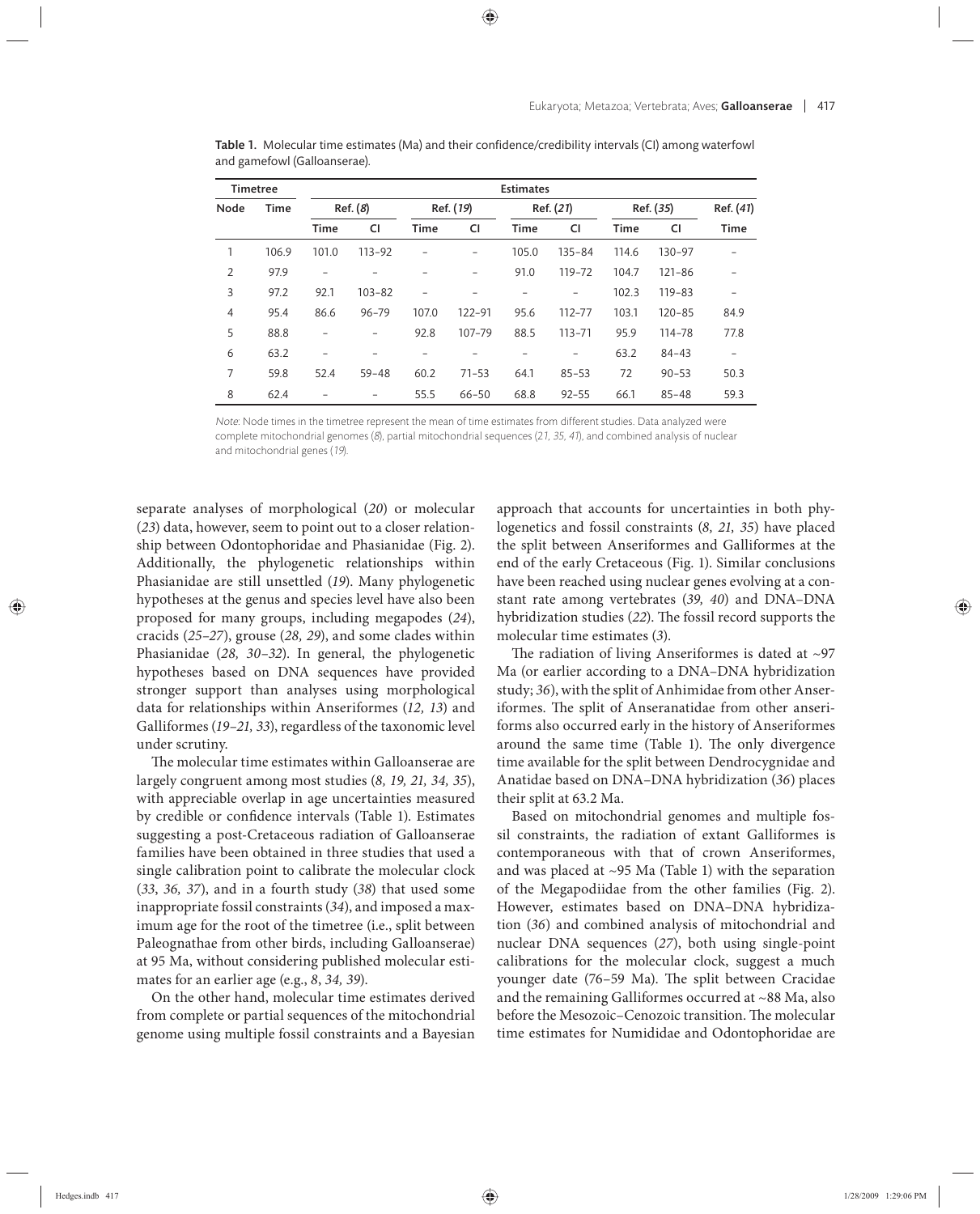**Table 1.** Molecular time estimates (Ma) and their confidence/credibility intervals (CI) among waterfowl and gamefowl (Galloanserae).

| Timetree | | Estimates | | | | | | | | |
|---|---|---|---|---|---|---|---|---|---|---|
| | | Ref. (*8*) | | Ref. (*19*) | | Ref. (*21*) | | Ref. (*35*) | | Ref. (*41*) |
| Node | Time | Time | CI | Time | CI | Time | CI | Time | CI | Time |
| 1 | 106.9 | 101.0 | 113–92 | – | – | 105.0 | 135–84 | 114.6 | 130–97 | – |
| 2 | 97.9 | – | – | – | – | 91.0 | 119–72 | 104.7 | 121–86 | – |
| 3 | 97.2 | 92.1 | 103–82 | – | – | – | – | 102.3 | 119–83 | – |
| 4 | 95.4 | 86.6 | 96–79 | 107.0 | 122–91 | 95.6 | 112–77 | 103.1 | 120–85 | 84.9 |
| 5 | 88.8 | – | – | 92.8 | 107–79 | 88.5 | 113–71 | 95.9 | 114–78 | 77.8 |
| 6 | 63.2 | – | – | – | – | – | – | 63.2 | 84–43 | – |
| 7 | 59.8 | 52.4 | 59–48 | 60.2 | 71–53 | 64.1 | 85–53 | 72 | 90–53 | 50.3 |
| 8 | 62.4 | – | – | 55.5 | 66–50 | 68.8 | 92–55 | 66.1 | 85–48 | 59.3 |

*Note*: Node times in the timetree represent the mean of time estimates from different studies. Data analyzed were complete mitochondrial genomes (*8*), partial mitochondrial sequences (*21, 35, 41*), and combined analysis of nuclear and mitochondrial genes (*19*).

separate analyses of morphological (*20*) or molecular (*23*) data, however, seem to point out to a closer relationship between Odontophoridae and Phasianidae (Fig. 2). Additionally, the phylogenetic relationships within Phasianidae are still unsettled (*19*). Many phylogenetic hypotheses at the genus and species level have also been proposed for many groups, including megapodes (*24*), cracids (*25–27*), grouse (*28, 29*), and some clades within Phasianidae (*28, 30–32*). In general, the phylogenetic hypotheses based on DNA sequences have provided stronger support than analyses using morphological data for relationships within Anseriformes (*12, 13*) and Galliformes (*19–21, 33*), regardless of the taxonomic level under scrutiny.

The molecular time estimates within Galloanserae are largely congruent among most studies (*8, 19, 21, 34, 35*), with appreciable overlap in age uncertainties measured by credible or confidence intervals (Table 1). Estimates suggesting a post-Cretaceous radiation of Galloanserae families have been obtained in three studies that used a single calibration point to calibrate the molecular clock (*33, 36, 37*), and in a fourth study (*38*) that used some inappropriate fossil constraints (*34*), and imposed a maximum age for the root of the timetree (i.e., split between Paleognathae from other birds, including Galloanserae) at 95 Ma, without considering published molecular estimates for an earlier age (e.g., *8*, *34, 39*).

On the other hand, molecular time estimates derived from complete or partial sequences of the mitochondrial genome using multiple fossil constraints and a Bayesian approach that accounts for uncertainties in both phylogenetics and fossil constraints (*8, 21, 35*) have placed the split between Anseriformes and Galliformes at the end of the early Cretaceous (Fig. 1). Similar conclusions have been reached using nuclear genes evolving at a constant rate among vertebrates (*39, 40*) and DNA–DNA hybridization studies (*22*). The fossil record supports the molecular time estimates (*3*).

The radiation of living Anseriformes is dated at ~97 Ma (or earlier according to a DNA–DNA hybridization study; *36*), with the split of Anhimidae from other Anseriformes. The split of Anseranatidae from other anseriforms also occurred early in the history of Anseriformes around the same time (Table 1). The only divergence time available for the split between Dendrocygnidae and Anatidae based on DNA–DNA hybridization (*36*) places their split at 63.2 Ma.

Based on mitochondrial genomes and multiple fossil constraints, the radiation of extant Galliformes is contemporaneous with that of crown Anseriformes, and was placed at ~95 Ma (Table 1) with the separation of the Megapodiidae from the other families (Fig. 2). However, estimates based on DNA–DNA hybridization (*36*) and combined analysis of mitochondrial and nuclear DNA sequences (*27*), both using single-point calibrations for the molecular clock, suggest a much younger date (76–59 Ma). The split between Cracidae and the remaining Galliformes occurred at ~88 Ma, also before the Mesozoic–Cenozoic transition. The molecular time estimates for Numididae and Odontophoridae are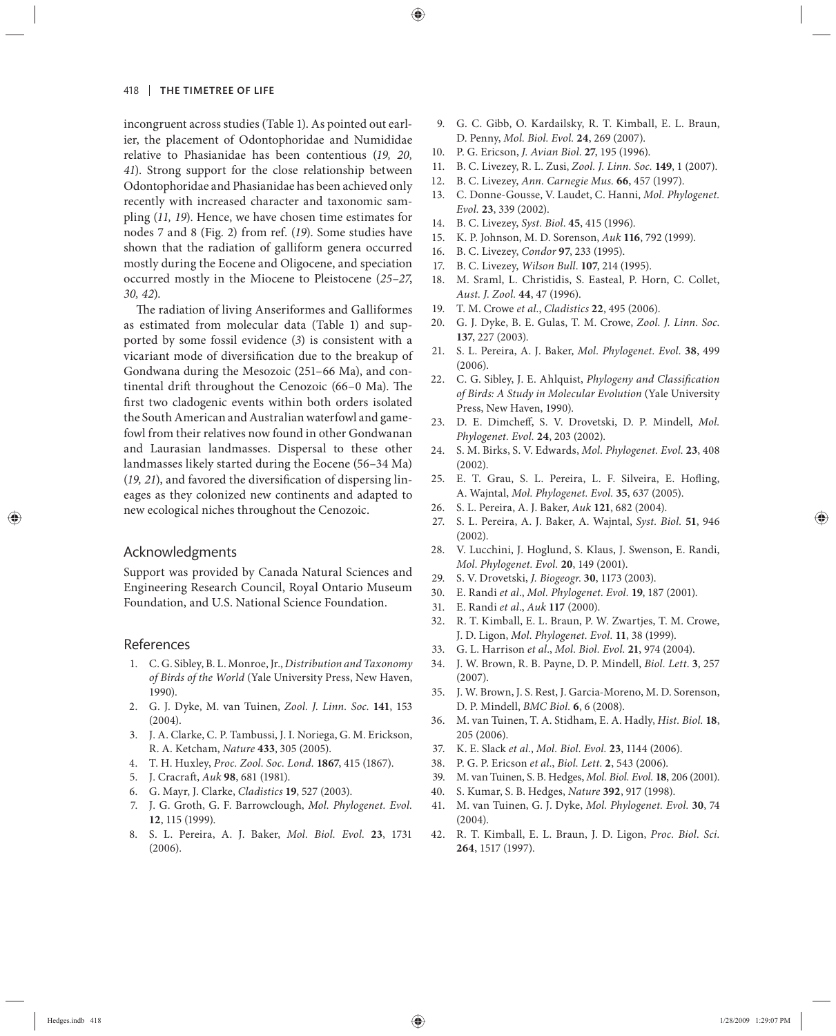incongruent across studies (Table 1). As pointed out earlier, the placement of Odontophoridae and Numididae relative to Phasianidae has been contentious (*19, 20, 41*). Strong support for the close relationship between Odontophoridae and Phasianidae has been achieved only recently with increased character and taxonomic sampling (*11, 19*). Hence, we have chosen time estimates for nodes 7 and 8 (Fig. 2) from ref. (*19*). Some studies have shown that the radiation of galliform genera occurred mostly during the Eocene and Oligocene, and speciation occurred mostly in the Miocene to Pleistocene (*25–27, 30, 42*).

The radiation of living Anseriformes and Galliformes as estimated from molecular data (Table 1) and supported by some fossil evidence (*3*) is consistent with a vicariant mode of diversification due to the breakup of Gondwana during the Mesozoic (251–66 Ma), and continental drift throughout the Cenozoic (66–0 Ma). The first two cladogenic events within both orders isolated the South American and Australian waterfowl and gamefowl from their relatives now found in other Gondwanan and Laurasian landmasses. Dispersal to these other landmasses likely started during the Eocene (56–34 Ma) (*19, 21*), and favored the diversification of dispersing lineages as they colonized new continents and adapted to new ecological niches throughout the Cenozoic.

## Acknowledgments

Support was provided by Canada Natural Sciences and Engineering Research Council, Royal Ontario Museum Foundation, and U.S. National Science Foundation.

## References

1. C. G. Sibley, B. L. Monroe, Jr., *Distribution and Taxonomy of Birds of the World* (Yale University Press, New Haven, 1990).
2. G. J. Dyke, M. van Tuinen, *Zool. J. Linn. Soc.* **141**, 153 (2004).
3. J. A. Clarke, C. P. Tambussi, J. I. Noriega, G. M. Erickson, R. A. Ketcham, *Nature* **433**, 305 (2005).
4. T. H. Huxley, *Proc. Zool. Soc. Lond.* **1867**, 415 (1867).
5. J. Cracraft, *Auk* **98**, 681 (1981).
6. G. Mayr, J. Clarke, *Cladistics* **19**, 527 (2003).
7. J. G. Groth, G. F. Barrowclough, *Mol. Phylogenet. Evol.* **12**, 115 (1999).
8. S. L. Pereira, A. J. Baker, *Mol. Biol. Evol.* **23**, 1731 (2006).
9. G. C. Gibb, O. Kardailsky, R. T. Kimball, E. L. Braun, D. Penny, *Mol. Biol. Evol.* **24**, 269 (2007).
10. P. G. Ericson, *J. Avian Biol.* **27**, 195 (1996).
11. B. C. Livezey, R. L. Zusi, *Zool. J. Linn. Soc.* **149**, 1 (2007).
12. B. C. Livezey, *Ann. Carnegie Mus.* **66**, 457 (1997).
13. C. Donne-Gousse, V. Laudet, C. Hanni, *Mol. Phylogenet. Evol.* **23**, 339 (2002).
14. B. C. Livezey, *Syst. Biol.* **45**, 415 (1996).
15. K. P. Johnson, M. D. Sorenson, *Auk* **116**, 792 (1999).
16. B. C. Livezey, *Condor* **97**, 233 (1995).
17. B. C. Livezey, *Wilson Bull.* **107**, 214 (1995).
18. M. Sraml, L. Christidis, S. Easteal, P. Horn, C. Collet, *Aust. J. Zool.* **44**, 47 (1996).
19. T. M. Crowe *et al.*, *Cladistics* **22**, 495 (2006).
20. G. J. Dyke, B. E. Gulas, T. M. Crowe, *Zool. J. Linn. Soc.* **137**, 227 (2003).
21. S. L. Pereira, A. J. Baker, *Mol. Phylogenet. Evol.* **38**, 499 (2006).
22. C. G. Sibley, J. E. Ahlquist, *Phylogeny and Classification of Birds: A Study in Molecular Evolution* (Yale University Press, New Haven, 1990).
23. D. E. Dimcheff, S. V. Drovetski, D. P. Mindell, *Mol. Phylogenet. Evol.* **24**, 203 (2002).
24. S. M. Birks, S. V. Edwards, *Mol. Phylogenet. Evol.* **23**, 408 (2002).
25. E. T. Grau, S. L. Pereira, L. F. Silveira, E. Hofling, A. Wajntal, *Mol. Phylogenet. Evol.* **35**, 637 (2005).
26. S. L. Pereira, A. J. Baker, *Auk* **121**, 682 (2004).
27. S. L. Pereira, A. J. Baker, A. Wajntal, *Syst. Biol.* **51**, 946 (2002).
28. V. Lucchini, J. Hoglund, S. Klaus, J. Swenson, E. Randi, *Mol. Phylogenet. Evol.* **20**, 149 (2001).
29. S. V. Drovetski, *J. Biogeogr.* **30**, 1173 (2003).
30. E. Randi *et al.*, *Mol. Phylogenet. Evol.* **19**, 187 (2001).
31. E. Randi *et al.*, *Auk* **117** (2000).
32. R. T. Kimball, E. L. Braun, P. W. Zwartjes, T. M. Crowe, J. D. Ligon, *Mol. Phylogenet. Evol.* **11**, 38 (1999).
33. G. L. Harrison *et al.*, *Mol. Biol. Evol.* **21**, 974 (2004).
34. J. W. Brown, R. B. Payne, D. P. Mindell, *Biol. Lett.* **3**, 257 (2007).
35. J. W. Brown, J. S. Rest, J. Garcia-Moreno, M. D. Sorenson, D. P. Mindell, *BMC Biol.* **6**, 6 (2008).
36. M. van Tuinen, T. A. Stidham, E. A. Hadly, *Hist. Biol.* **18**, 205 (2006).
37. K. E. Slack *et al.*, *Mol. Biol. Evol.* **23**, 1144 (2006).
38. P. G. P. Ericson *et al.*, *Biol. Lett.* **2**, 543 (2006).
39. M. van Tuinen, S. B. Hedges, *Mol. Biol. Evol.* **18**, 206 (2001).
40. S. Kumar, S. B. Hedges, *Nature* **392**, 917 (1998).
41. M. van Tuinen, G. J. Dyke, *Mol. Phylogenet. Evol.* **30**, 74 (2004).
42. R. T. Kimball, E. L. Braun, J. D. Ligon, *Proc. Biol. Sci.* **264**, 1517 (1997).